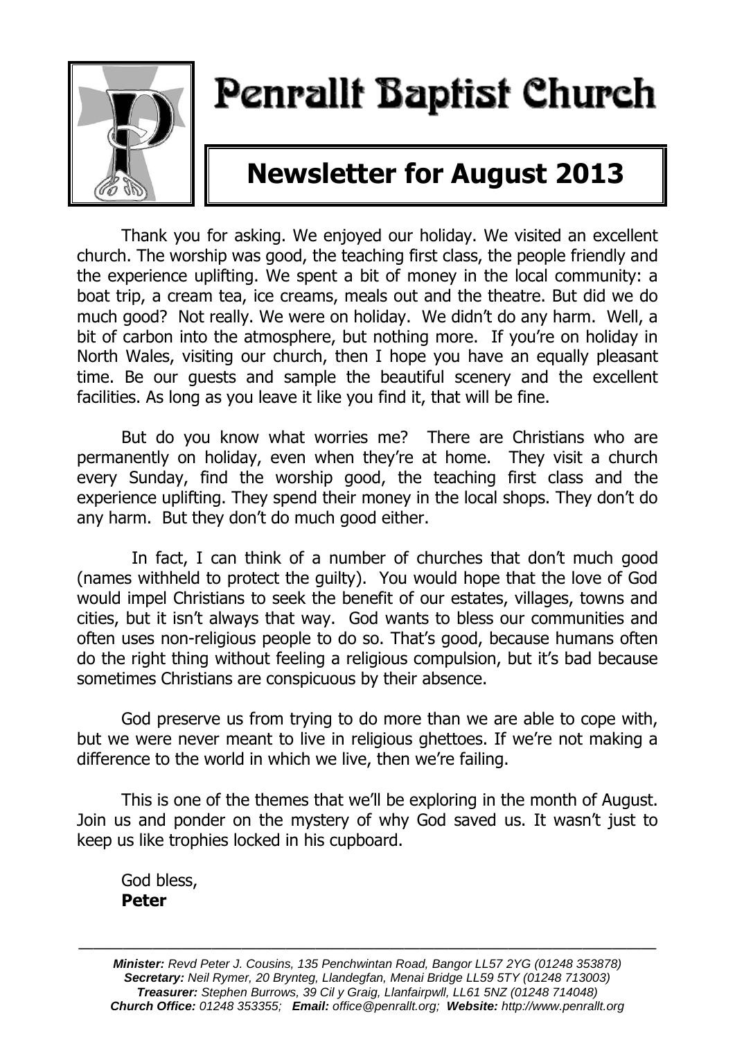# Penrallt Baptist Church

## Newsletter for August 2013

Thank you for asking. We enjoyed our holiday. We visited an excellent church. The worship was good, the teaching first class, the people friendly and the experience uplifting. We spent a bit of money in the local community: a boat trip, a cream tea, ice creams, meals out and the theatre. But did we do much good? Not really. We were on holiday. We didn't do any harm. Well, a bit of carbon into the atmosphere, but nothing more. If you're on holiday in North Wales, visiting our church, then I hope you have an equally pleasant time. Be our guests and sample the beautiful scenery and the excellent facilities. As long as you leave it like you find it, that will be fine.

But do you know what worries me? There are Christians who are permanently on holiday, even when they're at home. They visit a church every Sunday, find the worship good, the teaching first class and the experience uplifting. They spend their money in the local shops. They don't do any harm. But they don't do much good either.

In fact, I can think of a number of churches that don't much good (names withheld to protect the guilty). You would hope that the love of God would impel Christians to seek the benefit of our estates, villages, towns and cities, but it isn't always that way. God wants to bless our communities and often uses non-religious people to do so. That's good, because humans often do the right thing without feeling a religious compulsion, but it's bad because sometimes Christians are conspicuous by their absence.

God preserve us from trying to do more than we are able to cope with, but we were never meant to live in religious ghettoes. If we're not making a difference to the world in which we live, then we're failing.

This is one of the themes that we'll be exploring in the month of August. Join us and ponder on the mystery of why God saved us. It wasn't just to keep us like trophies locked in his cupboard.

God bless,
**Peter**

---

***Minister:*** *Revd Peter J. Cousins, 135 Penchwintan Road, Bangor LL57 2YG (01248 353878)*
***Secretary:*** *Neil Rymer, 20 Brynteg, Llandegfan, Menai Bridge LL59 5TY (01248 713003)*
***Treasurer:*** *Stephen Burrows, 39 Cil y Graig, Llanfairpwll, LL61 5NZ (01248 714048)*
***Church Office:*** *01248 353355;* ***Email:*** *office@penrallt.org;* ***Website:*** *http://www.penrallt.org*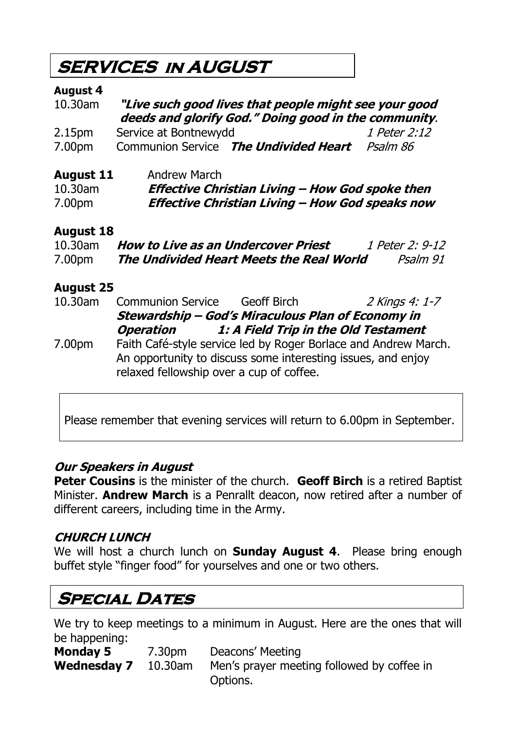# SERVICES IN AUGUST

**August 4**

10.30am ***"Live such good lives that people might see your good deeds and glorify God." Doing good in the community.***

2.15pm Service at Bontnewydd *1 Peter 2:12*

7.00pm Communion Service ***The Undivided Heart*** *Psalm 86*

**August 11** Andrew March

10.30am ***Effective Christian Living – How God spoke then***

7.00pm ***Effective Christian Living – How God speaks now***

**August 18**

10.30am ***How to Live as an Undercover Priest*** *1 Peter 2: 9-12*

7.00pm ***The Undivided Heart Meets the Real World*** *Psalm 91*

**August 25**

10.30am Communion Service Geoff Birch *2 Kings 4: 1-7*
***Stewardship – God's Miraculous Plan of Economy in Operation 1: A Field Trip in the Old Testament***

7.00pm Faith Café-style service led by Roger Borlace and Andrew March. An opportunity to discuss some interesting issues, and enjoy relaxed fellowship over a cup of coffee.

Please remember that evening services will return to 6.00pm in September.

### *Our Speakers in August*

**Peter Cousins** is the minister of the church. **Geoff Birch** is a retired Baptist Minister. **Andrew March** is a Penrallt deacon, now retired after a number of different careers, including time in the Army.

### *CHURCH LUNCH*

We will host a church lunch on **Sunday August 4**. Please bring enough buffet style "finger food" for yourselves and one or two others.

# Special Dates

We try to keep meetings to a minimum in August. Here are the ones that will be happening:

**Monday 5** 7.30pm Deacons' Meeting

**Wednesday 7** 10.30am Men's prayer meeting followed by coffee in Options.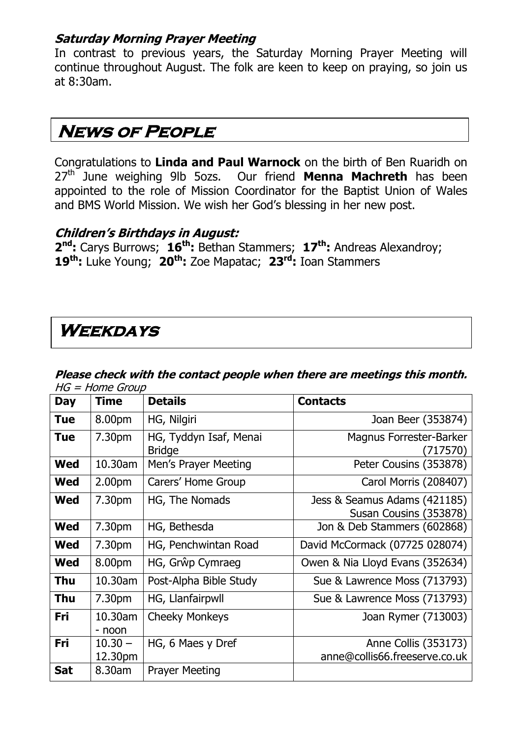### *Saturday Morning Prayer Meeting*

In contrast to previous years, the Saturday Morning Prayer Meeting will continue throughout August. The folk are keen to keep on praying, so join us at 8:30am.

## News of People

Congratulations to **Linda and Paul Warnock** on the birth of Ben Ruaridh on 27th June weighing 9lb 5ozs. Our friend **Menna Machreth** has been appointed to the role of Mission Coordinator for the Baptist Union of Wales and BMS World Mission. We wish her God's blessing in her new post.

### *Children's Birthdays in August:*

**2nd:** Carys Burrows; **16th:** Bethan Stammers; **17th:** Andreas Alexandroy; **19th:** Luke Young; **20th:** Zoe Mapatac; **23rd:** Ioan Stammers

## Weekdays

***Please check with the contact people when there are meetings this month.***
*HG = Home Group*

| Day | Time | Details | Contacts |
|---|---|---|---|
| **Tue** | 8.00pm | HG, Nilgiri | Joan Beer (353874) |
| **Tue** | 7.30pm | HG, Tyddyn Isaf, Menai Bridge | Magnus Forrester-Barker (717570) |
| **Wed** | 10.30am | Men's Prayer Meeting | Peter Cousins (353878) |
| **Wed** | 2.00pm | Carers' Home Group | Carol Morris (208407) |
| **Wed** | 7.30pm | HG, The Nomads | Jess & Seamus Adams (421185) Susan Cousins (353878) |
| **Wed** | 7.30pm | HG, Bethesda | Jon & Deb Stammers (602868) |
| **Wed** | 7.30pm | HG, Penchwintan Road | David McCormack (07725 028074) |
| **Wed** | 8.00pm | HG, Grŵp Cymraeg | Owen & Nia Lloyd Evans (352634) |
| **Thu** | 10.30am | Post-Alpha Bible Study | Sue & Lawrence Moss (713793) |
| **Thu** | 7.30pm | HG, Llanfairpwll | Sue & Lawrence Moss (713793) |
| **Fri** | 10.30am - noon | Cheeky Monkeys | Joan Rymer (713003) |
| **Fri** | 10.30 – 12.30pm | HG, 6 Maes y Dref | Anne Collis (353173) anne@collis66.freeserve.co.uk |
| **Sat** | 8.30am | Prayer Meeting | |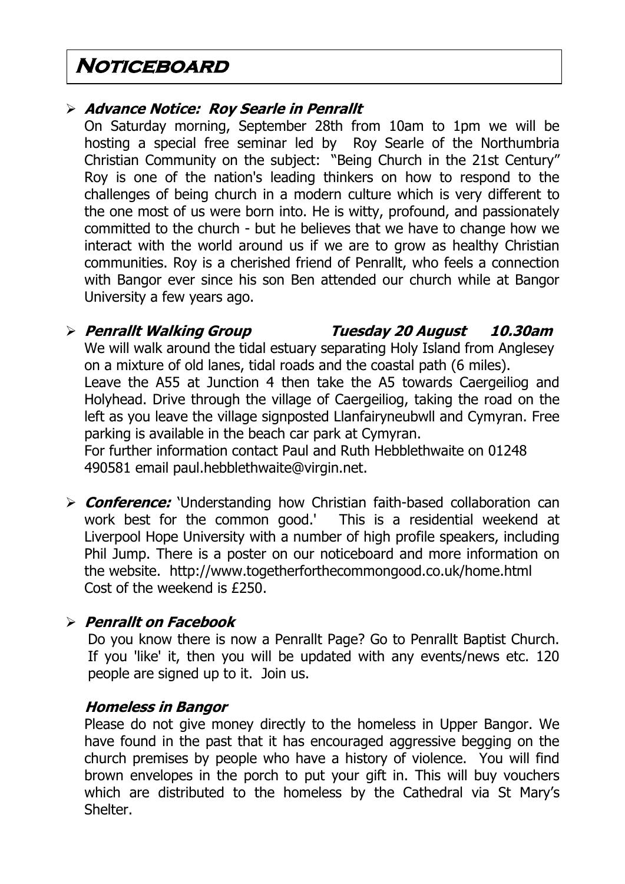# Noticeboard

- ***Advance Notice: Roy Searle in Penrallt***

  On Saturday morning, September 28th from 10am to 1pm we will be hosting a special free seminar led by Roy Searle of the Northumbria Christian Community on the subject: "Being Church in the 21st Century" Roy is one of the nation's leading thinkers on how to respond to the challenges of being church in a modern culture which is very different to the one most of us were born into. He is witty, profound, and passionately committed to the church - but he believes that we have to change how we interact with the world around us if we are to grow as healthy Christian communities. Roy is a cherished friend of Penrallt, who feels a connection with Bangor ever since his son Ben attended our church while at Bangor University a few years ago.

- ***Penrallt Walking Group        Tuesday 20 August     10.30am***

  We will walk around the tidal estuary separating Holy Island from Anglesey on a mixture of old lanes, tidal roads and the coastal path (6 miles).
  Leave the A55 at Junction 4 then take the A5 towards Caergeiliog and Holyhead. Drive through the village of Caergeiliog, taking the road on the left as you leave the village signposted Llanfairyneubwll and Cymyran. Free parking is available in the beach car park at Cymyran.
  For further information contact Paul and Ruth Hebblethwaite on 01248 490581 email paul.hebblethwaite@virgin.net.

- ***Conference:*** 'Understanding how Christian faith-based collaboration can work best for the common good.' This is a residential weekend at Liverpool Hope University with a number of high profile speakers, including Phil Jump. There is a poster on our noticeboard and more information on the website. http://www.togetherforthecommongood.co.uk/home.html
  Cost of the weekend is £250.

- ***Penrallt on Facebook***

  Do you know there is now a Penrallt Page? Go to Penrallt Baptist Church. If you 'like' it, then you will be updated with any events/news etc. 120 people are signed up to it. Join us.

***Homeless in Bangor***

Please do not give money directly to the homeless in Upper Bangor. We have found in the past that it has encouraged aggressive begging on the church premises by people who have a history of violence. You will find brown envelopes in the porch to put your gift in. This will buy vouchers which are distributed to the homeless by the Cathedral via St Mary's Shelter.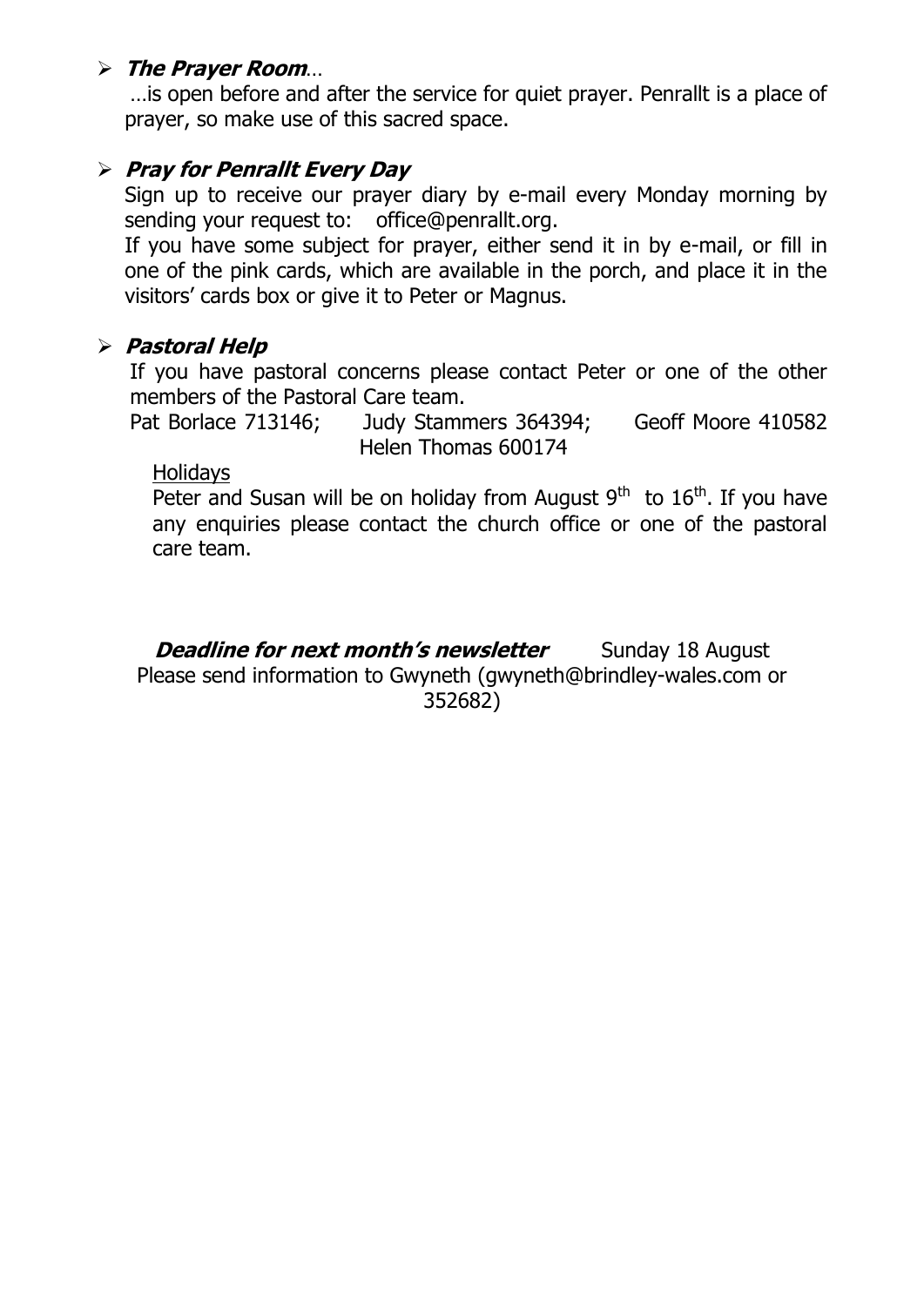- ***The Prayer Room***…

  …is open before and after the service for quiet prayer. Penrallt is a place of prayer, so make use of this sacred space.

- ***Pray for Penrallt Every Day***

  Sign up to receive our prayer diary by e-mail every Monday morning by sending your request to: office@penrallt.org.

  If you have some subject for prayer, either send it in by e-mail, or fill in one of the pink cards, which are available in the porch, and place it in the visitors' cards box or give it to Peter or Magnus.

- ***Pastoral Help***

  If you have pastoral concerns please contact Peter or one of the other members of the Pastoral Care team.

  Pat Borlace 713146; Judy Stammers 364394; Geoff Moore 410582
  Helen Thomas 600174

  Holidays

  Peter and Susan will be on holiday from August 9th to 16th. If you have any enquiries please contact the church office or one of the pastoral care team.

***Deadline for next month's newsletter*** Sunday 18 August

Please send information to Gwyneth (gwyneth@brindley-wales.com or 352682)